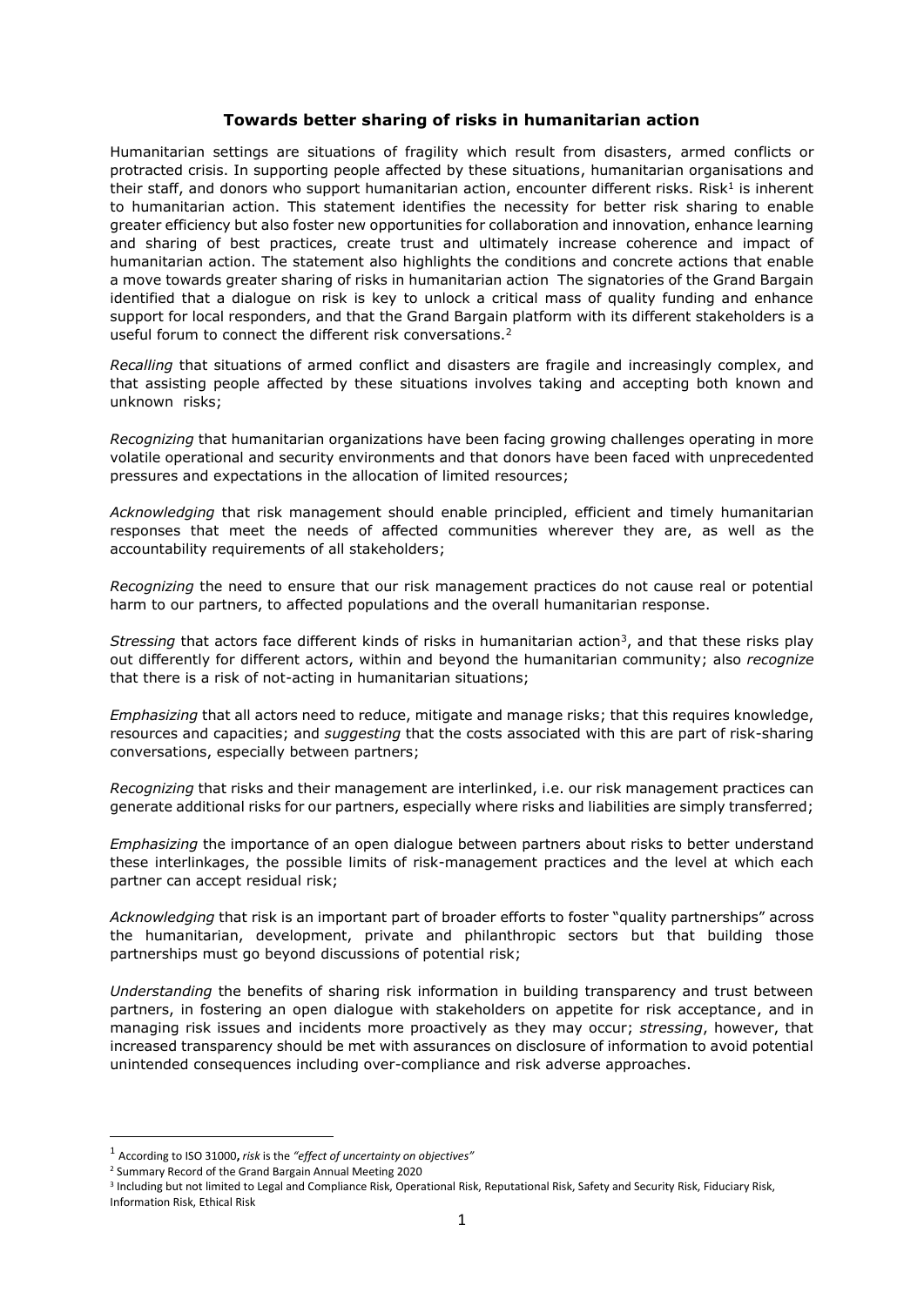# **Towards better sharing of risks in humanitarian action**

Humanitarian settings are situations of fragility which result from disasters, armed conflicts or protracted crisis. In supporting people affected by these situations, humanitarian organisations and their staff, and donors who support humanitarian action, encounter different risks. Risk[1] is inherent to humanitarian action. This statement identifies the necessity for better risk sharing to enable greater efficiency but also foster new opportunities for collaboration and innovation, enhance learning and sharing of best practices, create trust and ultimately increase coherence and impact of humanitarian action. The statement also highlights the conditions and concrete actions that enable a move towards greater sharing of risks in humanitarian action The signatories of the Grand Bargain identified that a dialogue on risk is key to unlock a critical mass of quality funding and enhance support for local responders, and that the Grand Bargain platform with its different stakeholders is a useful forum to connect the different risk conversations.[2]

*Recalling* that situations of armed conflict and disasters are fragile and increasingly complex, and that assisting people affected by these situations involves taking and accepting both known and unknown risks;

*Recognizing* that humanitarian organizations have been facing growing challenges operating in more volatile operational and security environments and that donors have been faced with unprecedented pressures and expectations in the allocation of limited resources;

*Acknowledging* that risk management should enable principled, efficient and timely humanitarian responses that meet the needs of affected communities wherever they are, as well as the accountability requirements of all stakeholders;

*Recognizing* the need to ensure that our risk management practices do not cause real or potential harm to our partners, to affected populations and the overall humanitarian response.

*Stressing* that actors face different kinds of risks in humanitarian action[3], and that these risks play out differently for different actors, within and beyond the humanitarian community; also *recognize* that there is a risk of not-acting in humanitarian situations;

*Emphasizing* that all actors need to reduce, mitigate and manage risks; that this requires knowledge, resources and capacities; and *suggesting* that the costs associated with this are part of risk-sharing conversations, especially between partners;

*Recognizing* that risks and their management are interlinked, i.e. our risk management practices can generate additional risks for our partners, especially where risks and liabilities are simply transferred;

*Emphasizing* the importance of an open dialogue between partners about risks to better understand these interlinkages, the possible limits of risk-management practices and the level at which each partner can accept residual risk;

*Acknowledging* that risk is an important part of broader efforts to foster "quality partnerships" across the humanitarian, development, private and philanthropic sectors but that building those partnerships must go beyond discussions of potential risk;

*Understanding* the benefits of sharing risk information in building transparency and trust between partners, in fostering an open dialogue with stakeholders on appetite for risk acceptance, and in managing risk issues and incidents more proactively as they may occur; *stressing*, however, that increased transparency should be met with assurances on disclosure of information to avoid potential unintended consequences including over-compliance and risk adverse approaches.

---

[1] According to ISO 31000, *risk* is the *"effect of uncertainty on objectives"*

[2] Summary Record of the Grand Bargain Annual Meeting 2020

[3] Including but not limited to Legal and Compliance Risk, Operational Risk, Reputational Risk, Safety and Security Risk, Fiduciary Risk, Information Risk, Ethical Risk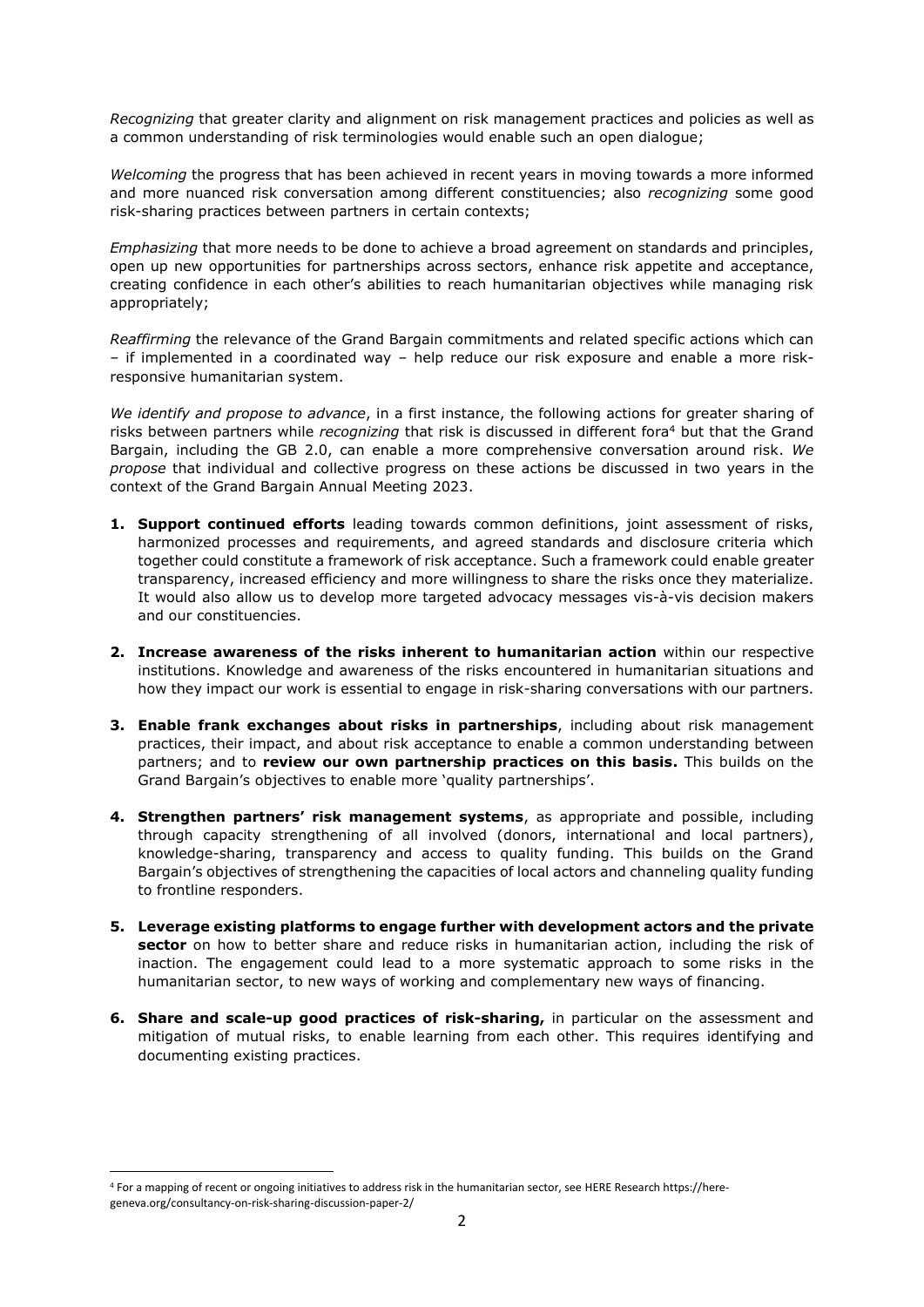*Recognizing* that greater clarity and alignment on risk management practices and policies as well as a common understanding of risk terminologies would enable such an open dialogue;

*Welcoming* the progress that has been achieved in recent years in moving towards a more informed and more nuanced risk conversation among different constituencies; also *recognizing* some good risk-sharing practices between partners in certain contexts;

*Emphasizing* that more needs to be done to achieve a broad agreement on standards and principles, open up new opportunities for partnerships across sectors, enhance risk appetite and acceptance, creating confidence in each other's abilities to reach humanitarian objectives while managing risk appropriately;

*Reaffirming* the relevance of the Grand Bargain commitments and related specific actions which can – if implemented in a coordinated way – help reduce our risk exposure and enable a more risk-responsive humanitarian system.

*We identify and propose to advance*, in a first instance, the following actions for greater sharing of risks between partners while *recognizing* that risk is discussed in different fora[4] but that the Grand Bargain, including the GB 2.0, can enable a more comprehensive conversation around risk. *We propose* that individual and collective progress on these actions be discussed in two years in the context of the Grand Bargain Annual Meeting 2023.

1. **Support continued efforts** leading towards common definitions, joint assessment of risks, harmonized processes and requirements, and agreed standards and disclosure criteria which together could constitute a framework of risk acceptance. Such a framework could enable greater transparency, increased efficiency and more willingness to share the risks once they materialize. It would also allow us to develop more targeted advocacy messages vis-à-vis decision makers and our constituencies.

2. **Increase awareness of the risks inherent to humanitarian action** within our respective institutions. Knowledge and awareness of the risks encountered in humanitarian situations and how they impact our work is essential to engage in risk-sharing conversations with our partners.

3. **Enable frank exchanges about risks in partnerships**, including about risk management practices, their impact, and about risk acceptance to enable a common understanding between partners; and to **review our own partnership practices on this basis.** This builds on the Grand Bargain's objectives to enable more 'quality partnerships'.

4. **Strengthen partners' risk management systems**, as appropriate and possible, including through capacity strengthening of all involved (donors, international and local partners), knowledge-sharing, transparency and access to quality funding. This builds on the Grand Bargain's objectives of strengthening the capacities of local actors and channeling quality funding to frontline responders.

5. **Leverage existing platforms to engage further with development actors and the private sector** on how to better share and reduce risks in humanitarian action, including the risk of inaction. The engagement could lead to a more systematic approach to some risks in the humanitarian sector, to new ways of working and complementary new ways of financing.

6. **Share and scale-up good practices of risk-sharing,** in particular on the assessment and mitigation of mutual risks, to enable learning from each other. This requires identifying and documenting existing practices.

---

[4] For a mapping of recent or ongoing initiatives to address risk in the humanitarian sector, see HERE Research https://here-geneva.org/consultancy-on-risk-sharing-discussion-paper-2/